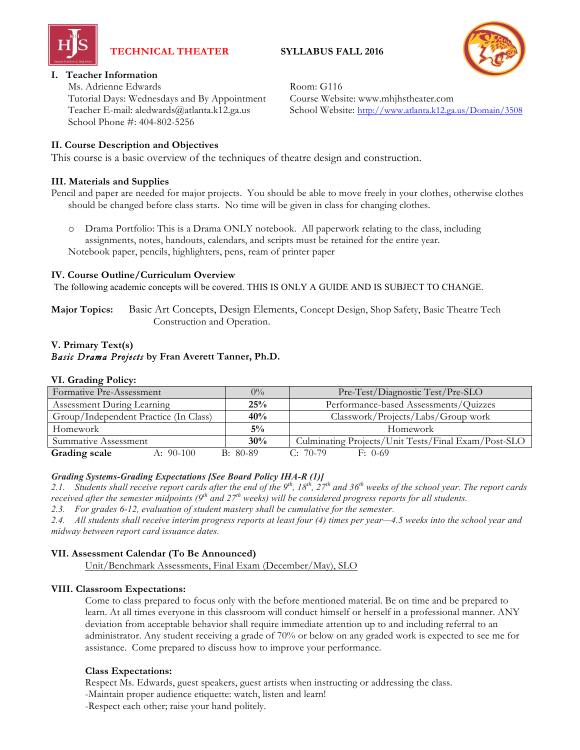# TECHNICAL THEATER SYLLABUS FALL 2016

## I. Teacher Information

Ms. Adrienne Edwards
Tutorial Days: Wednesdays and By Appointment
Teacher E-mail: aledwards@atlanta.k12.ga.us
School Phone #: 404-802-5256

Room: G116
Course Website: www.mhjhstheater.com
School Website: http://www.atlanta.k12.ga.us/Domain/3508

## II. Course Description and Objectives

This course is a basic overview of the techniques of theatre design and construction.

## III. Materials and Supplies

Pencil and paper are needed for major projects. You should be able to move freely in your clothes, otherwise clothes should be changed before class starts. No time will be given in class for changing clothes.

- Drama Portfolio: This is a Drama ONLY notebook. All paperwork relating to the class, including assignments, notes, handouts, calendars, and scripts must be retained for the entire year.

Notebook paper, pencils, highlighters, pens, ream of printer paper

## IV. Course Outline/Curriculum Overview

The following academic concepts will be covered. THIS IS ONLY A GUIDE AND IS SUBJECT TO CHANGE.

**Major Topics:** Basic Art Concepts, Design Elements, Concept Design, Shop Safety, Basic Theatre Tech Construction and Operation.

## V. Primary Text(s)

***Basic Drama Projects*** **by Fran Averett Tanner, Ph.D.**

## VI. Grading Policy:

| Category | Weight | Description |
|---|---|---|
| Formative Pre-Assessment | 0% | Pre-Test/Diagnostic Test/Pre-SLO |
| Assessment During Learning | **25%** | Performance-based Assessments/Quizzes |
| Group/Independent Practice (In Class) | **40%** | Classwork/Projects/Labs/Group work |
| Homework | **5%** | Homework |
| Summative Assessment | **30%** | Culminating Projects/Unit Tests/Final Exam/Post-SLO |

**Grading scale** A: 90-100 B: 80-89 C: 70-79 F: 0-69

***Grading Systems-Grading Expectations [See Board Policy IHA-R (1)]***

*2.1. Students shall receive report cards after the end of the 9th, 18th, 27th and 36th weeks of the school year. The report cards received after the semester midpoints (9th and 27th weeks) will be considered progress reports for all students.*

*2.3. For grades 6-12, evaluation of student mastery shall be cumulative for the semester.*

*2.4. All students shall receive interim progress reports at least four (4) times per year—4.5 weeks into the school year and midway between report card issuance dates.*

## VII. Assessment Calendar (To Be Announced)

Unit/Benchmark Assessments, Final Exam (December/May), SLO

## VIII. Classroom Expectations:

Come to class prepared to focus only with the before mentioned material. Be on time and be prepared to learn. At all times everyone in this classroom will conduct himself or herself in a professional manner. ANY deviation from acceptable behavior shall require immediate attention up to and including referral to an administrator. Any student receiving a grade of 70% or below on any graded work is expected to see me for assistance. Come prepared to discuss how to improve your performance.

**Class Expectations:**

Respect Ms. Edwards, guest speakers, guest artists when instructing or addressing the class.
-Maintain proper audience etiquette: watch, listen and learn!
-Respect each other; raise your hand politely.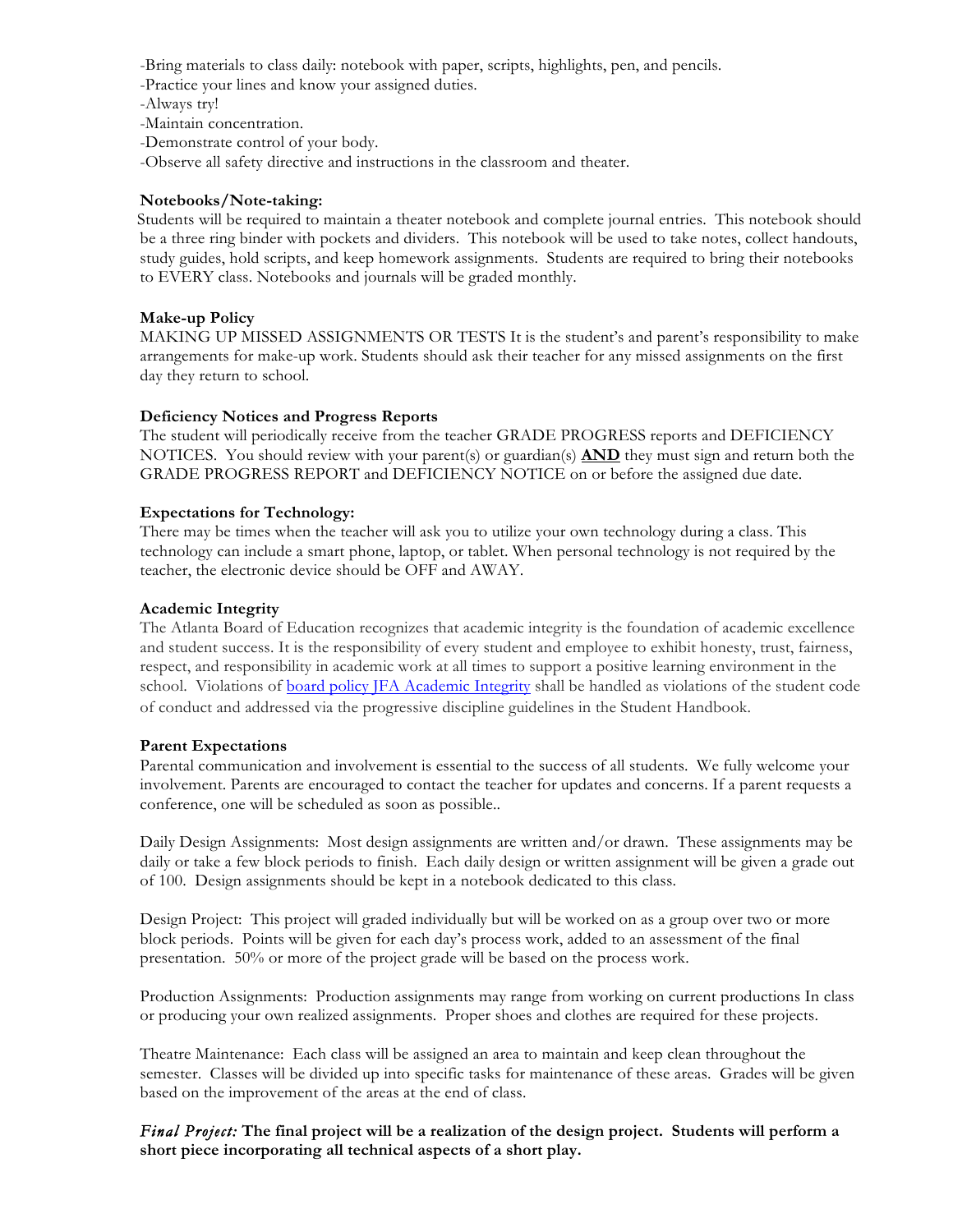-Bring materials to class daily: notebook with paper, scripts, highlights, pen, and pencils.
-Practice your lines and know your assigned duties.
-Always try!
-Maintain concentration.
-Demonstrate control of your body.
-Observe all safety directive and instructions in the classroom and theater.

**Notebooks/Note-taking:**
Students will be required to maintain a theater notebook and complete journal entries. This notebook should be a three ring binder with pockets and dividers. This notebook will be used to take notes, collect handouts, study guides, hold scripts, and keep homework assignments. Students are required to bring their notebooks to EVERY class. Notebooks and journals will be graded monthly.

**Make-up Policy**
MAKING UP MISSED ASSIGNMENTS OR TESTS It is the student's and parent's responsibility to make arrangements for make-up work. Students should ask their teacher for any missed assignments on the first day they return to school.

**Deficiency Notices and Progress Reports**
The student will periodically receive from the teacher GRADE PROGRESS reports and DEFICIENCY NOTICES. You should review with your parent(s) or guardian(s) **AND** they must sign and return both the GRADE PROGRESS REPORT and DEFICIENCY NOTICE on or before the assigned due date.

**Expectations for Technology:**
There may be times when the teacher will ask you to utilize your own technology during a class. This technology can include a smart phone, laptop, or tablet. When personal technology is not required by the teacher, the electronic device should be OFF and AWAY.

**Academic Integrity**
The Atlanta Board of Education recognizes that academic integrity is the foundation of academic excellence and student success. It is the responsibility of every student and employee to exhibit honesty, trust, fairness, respect, and responsibility in academic work at all times to support a positive learning environment in the school. Violations of board policy JFA Academic Integrity shall be handled as violations of the student code of conduct and addressed via the progressive discipline guidelines in the Student Handbook.

**Parent Expectations**
Parental communication and involvement is essential to the success of all students. We fully welcome your involvement. Parents are encouraged to contact the teacher for updates and concerns. If a parent requests a conference, one will be scheduled as soon as possible..

Daily Design Assignments: Most design assignments are written and/or drawn. These assignments may be daily or take a few block periods to finish. Each daily design or written assignment will be given a grade out of 100. Design assignments should be kept in a notebook dedicated to this class.

Design Project: This project will graded individually but will be worked on as a group over two or more block periods. Points will be given for each day's process work, added to an assessment of the final presentation. 50% or more of the project grade will be based on the process work.

Production Assignments: Production assignments may range from working on current productions In class or producing your own realized assignments. Proper shoes and clothes are required for these projects.

Theatre Maintenance: Each class will be assigned an area to maintain and keep clean throughout the semester. Classes will be divided up into specific tasks for maintenance of these areas. Grades will be given based on the improvement of the areas at the end of class.

*Final Project:* **The final project will be a realization of the design project. Students will perform a short piece incorporating all technical aspects of a short play.**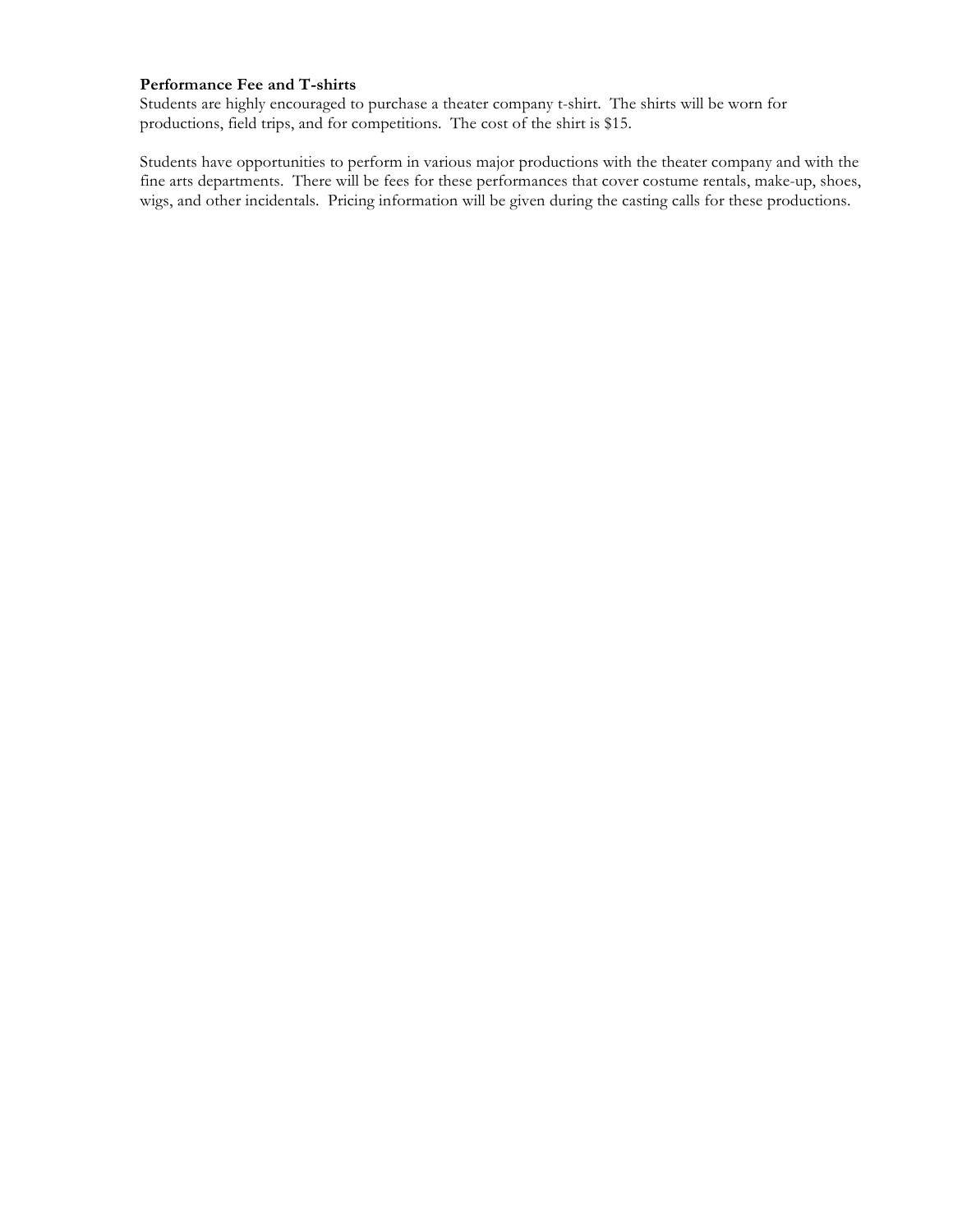**Performance Fee and T-shirts**

Students are highly encouraged to purchase a theater company t-shirt. The shirts will be worn for productions, field trips, and for competitions. The cost of the shirt is $15.

Students have opportunities to perform in various major productions with the theater company and with the fine arts departments. There will be fees for these performances that cover costume rentals, make-up, shoes, wigs, and other incidentals. Pricing information will be given during the casting calls for these productions.